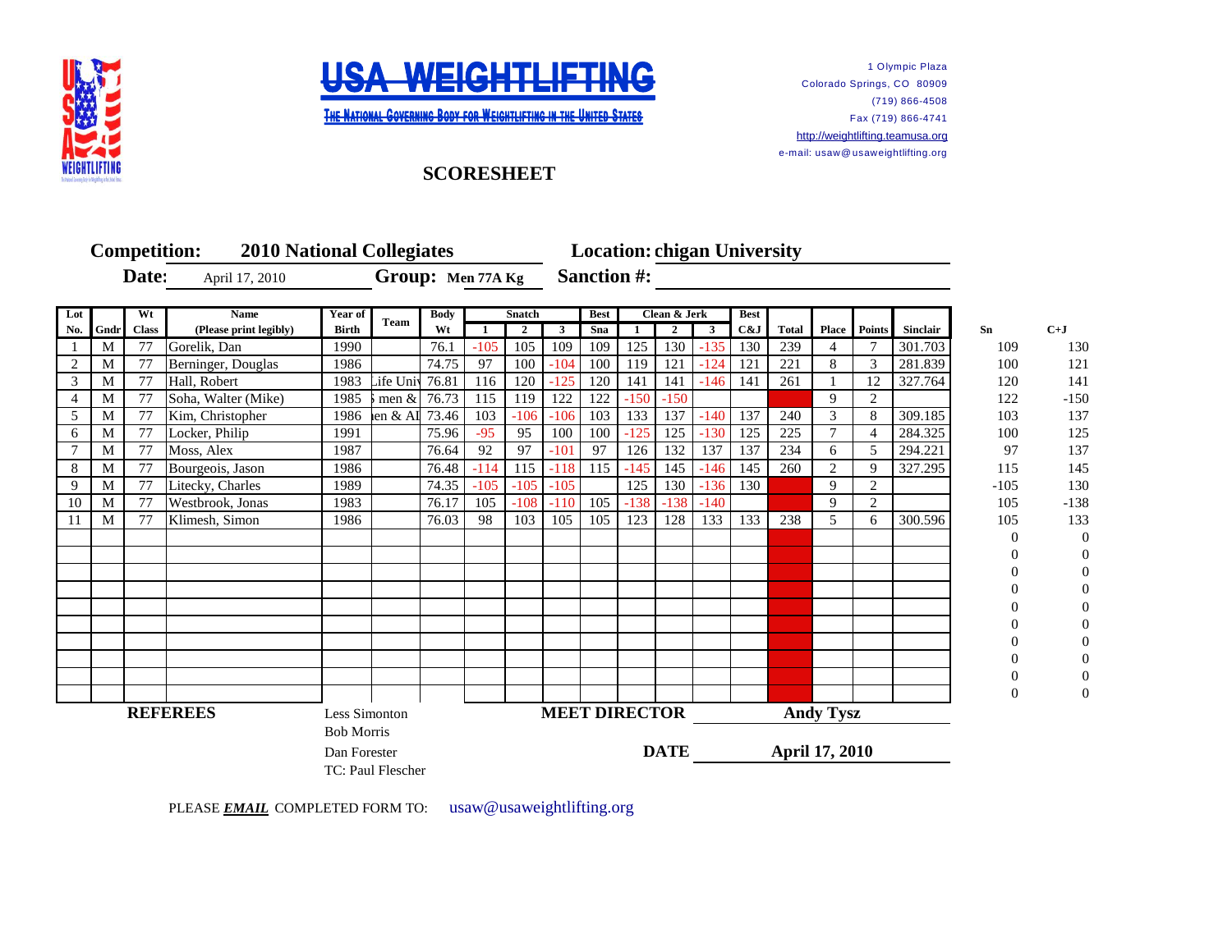# USA WEIGHTLIFTING

THE NATIONAL GOVERNING BODY FOR WEIGHTLIFTING IN THE UNITED STATES

1 Olympic Plaza
Colorado Springs, CO 80909
(719) 866-4508
Fax (719) 866-4741
http://weightlifting.teamusa.org
e-mail: usaw@usaweightlifting.org

## SCORESHEET

**Competition:** 2010 National Collegiates **Location:** chigan University

**Date:** April 17, 2010 **Group:** Men 77A Kg **Sanction #:**

| Lot No. | Gndr | Wt Class | Name (Please print legibly) | Year of Birth | Team | Body Wt | Snatch 1 | Snatch 2 | Snatch 3 | Best Sna | Clean & Jerk 1 | Clean & Jerk 2 | Clean & Jerk 3 | Best C&J | Total | Place | Points | Sinclair | Sn | C+J |
|---|---|---|---|---|---|---|---|---|---|---|---|---|---|---|---|---|---|---|---|---|
| 1 | M | 77 | Gorelik, Dan | 1990 | | 76.1 | -105 | 105 | 109 | 109 | 125 | 130 | -135 | 130 | 239 | 4 | 7 | 301.703 | 109 | 130 |
| 2 | M | 77 | Berninger, Douglas | 1986 | | 74.75 | 97 | 100 | -104 | 100 | 119 | 121 | -124 | 121 | 221 | 8 | 3 | 281.839 | 100 | 121 |
| 3 | M | 77 | Hall, Robert | 1983 | Life Univ | 76.81 | 116 | 120 | -125 | 120 | 141 | 141 | -146 | 141 | 261 | 1 | 12 | 327.764 | 120 | 141 |
| 4 | M | 77 | Soha, Walter (Mike) | 1985 | men & | 76.73 | 115 | 119 | 122 | 122 | -150 | -150 | | | | 9 | 2 | | 122 | -150 |
| 5 | M | 77 | Kim, Christopher | 1986 | en & AI | 73.46 | 103 | -106 | -106 | 103 | 133 | 137 | -140 | 137 | 240 | 3 | 8 | 309.185 | 103 | 137 |
| 6 | M | 77 | Locker, Philip | 1991 | | 75.96 | -95 | 95 | 100 | 100 | -125 | 125 | -130 | 125 | 225 | 7 | 4 | 284.325 | 100 | 125 |
| 7 | M | 77 | Moss, Alex | 1987 | | 76.64 | 92 | 97 | -101 | 97 | 126 | 132 | 137 | 137 | 234 | 6 | 5 | 294.221 | 97 | 137 |
| 8 | M | 77 | Bourgeois, Jason | 1986 | | 76.48 | -114 | 115 | -118 | 115 | -145 | 145 | -146 | 145 | 260 | 2 | 9 | 327.295 | 115 | 145 |
| 9 | M | 77 | Litecky, Charles | 1989 | | 74.35 | -105 | -105 | -105 | | 125 | 130 | -136 | 130 | | 9 | 2 | | -105 | 130 |
| 10 | M | 77 | Westbrook, Jonas | 1983 | | 76.17 | 105 | -108 | -110 | 105 | -138 | -138 | -140 | | | 9 | 2 | | 105 | -138 |
| 11 | M | 77 | Klimesh, Simon | 1986 | | 76.03 | 98 | 103 | 105 | 105 | 123 | 128 | 133 | 133 | 238 | 5 | 6 | 300.596 | 105 | 133 |
| | | | | | | | | | | | | | | | | | | | 0 | 0 |
| | | | | | | | | | | | | | | | | | | | 0 | 0 |
| | | | | | | | | | | | | | | | | | | | 0 | 0 |
| | | | | | | | | | | | | | | | | | | | 0 | 0 |
| | | | | | | | | | | | | | | | | | | | 0 | 0 |
| | | | | | | | | | | | | | | | | | | | 0 | 0 |
| | | | | | | | | | | | | | | | | | | | 0 | 0 |
| | | | | | | | | | | | | | | | | | | | 0 | 0 |
| | | | | | | | | | | | | | | | | | | | 0 | 0 |
| | | | | | | | | | | | | | | | | | | | 0 | 0 |

**REFEREES**
Less Simonton
Bob Morris
Dan Forester
TC: Paul Flescher

**MEET DIRECTOR** **Andy Tysz**

**DATE** **April 17, 2010**

PLEASE ***EMAIL*** COMPLETED FORM TO: usaw@usaweightlifting.org